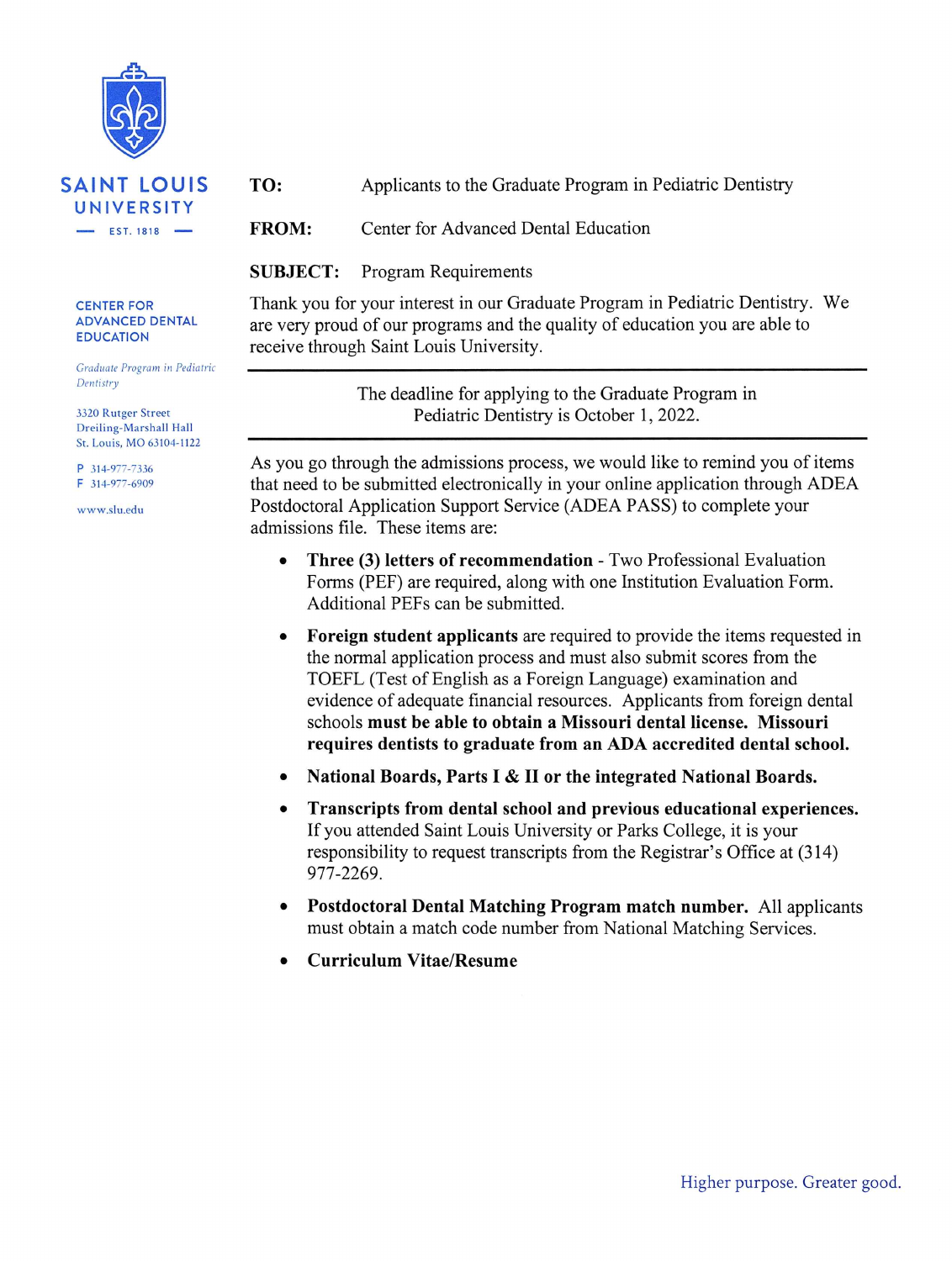**SAINT LOUIS UNIVERSITY**
EST. 1818

**CENTER FOR ADVANCED DENTAL EDUCATION**

*Graduate Program in Pediatric Dentistry*

3320 Rutger Street
Dreiling-Marshall Hall
St. Louis, MO 63104-1122

P 314-977-7336
F 314-977-6909

www.slu.edu

**TO:** Applicants to the Graduate Program in Pediatric Dentistry

**FROM:** Center for Advanced Dental Education

**SUBJECT:** Program Requirements

Thank you for your interest in our Graduate Program in Pediatric Dentistry. We are very proud of our programs and the quality of education you are able to receive through Saint Louis University.

---

The deadline for applying to the Graduate Program in Pediatric Dentistry is October 1, 2022.

---

As you go through the admissions process, we would like to remind you of items that need to be submitted electronically in your online application through ADEA Postdoctoral Application Support Service (ADEA PASS) to complete your admissions file. These items are:

- **Three (3) letters of recommendation** - Two Professional Evaluation Forms (PEF) are required, along with one Institution Evaluation Form. Additional PEFs can be submitted.
- **Foreign student applicants** are required to provide the items requested in the normal application process and must also submit scores from the TOEFL (Test of English as a Foreign Language) examination and evidence of adequate financial resources. Applicants from foreign dental schools **must be able to obtain a Missouri dental license. Missouri requires dentists to graduate from an ADA accredited dental school.**
- **National Boards, Parts I & II or the integrated National Boards.**
- **Transcripts from dental school and previous educational experiences.** If you attended Saint Louis University or Parks College, it is your responsibility to request transcripts from the Registrar's Office at (314) 977-2269.
- **Postdoctoral Dental Matching Program match number.** All applicants must obtain a match code number from National Matching Services.
- **Curriculum Vitae/Resume**

Higher purpose. Greater good.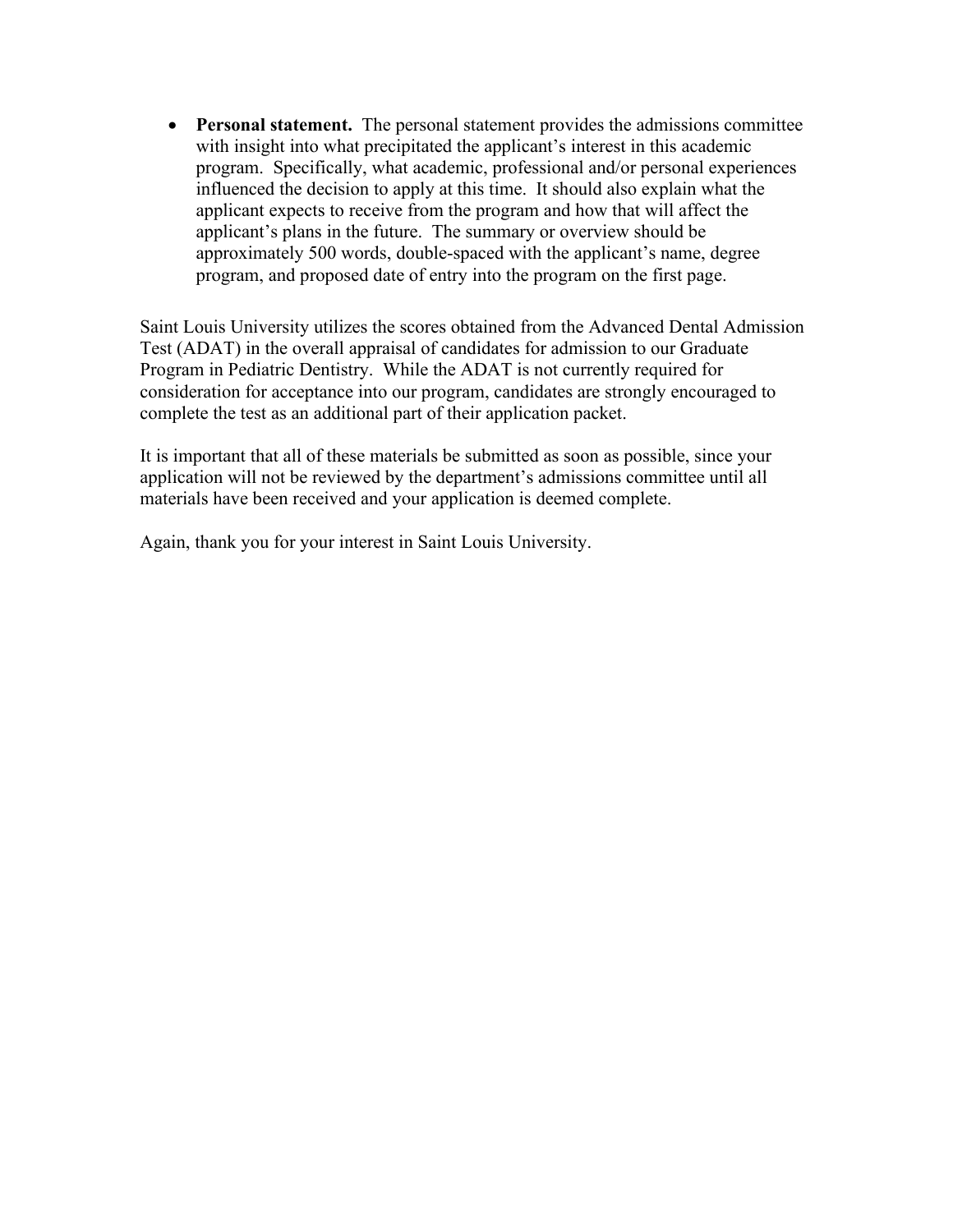- **Personal statement.** The personal statement provides the admissions committee with insight into what precipitated the applicant's interest in this academic program. Specifically, what academic, professional and/or personal experiences influenced the decision to apply at this time. It should also explain what the applicant expects to receive from the program and how that will affect the applicant's plans in the future. The summary or overview should be approximately 500 words, double-spaced with the applicant's name, degree program, and proposed date of entry into the program on the first page.

Saint Louis University utilizes the scores obtained from the Advanced Dental Admission Test (ADAT) in the overall appraisal of candidates for admission to our Graduate Program in Pediatric Dentistry. While the ADAT is not currently required for consideration for acceptance into our program, candidates are strongly encouraged to complete the test as an additional part of their application packet.

It is important that all of these materials be submitted as soon as possible, since your application will not be reviewed by the department's admissions committee until all materials have been received and your application is deemed complete.

Again, thank you for your interest in Saint Louis University.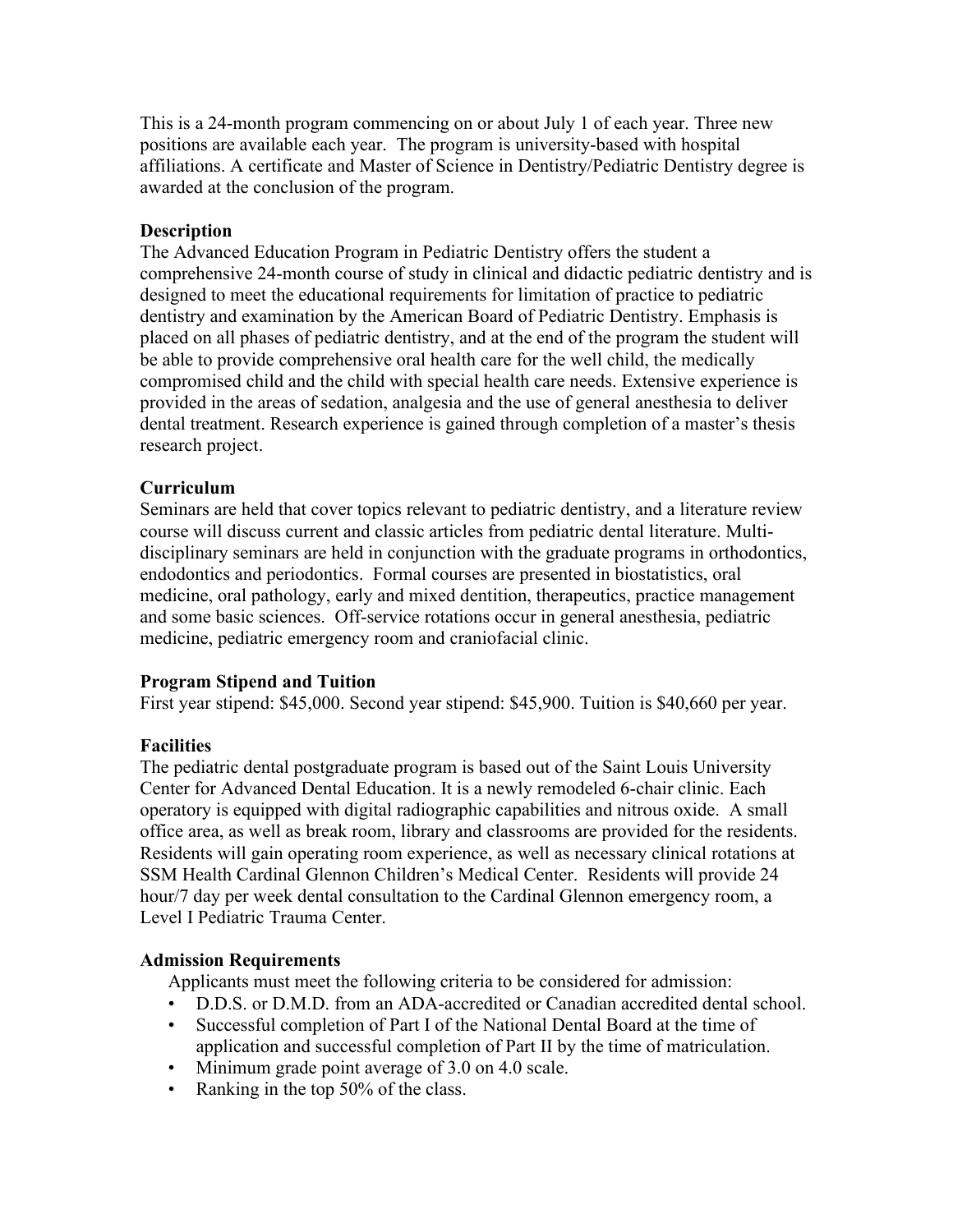This is a 24-month program commencing on or about July 1 of each year. Three new positions are available each year. The program is university-based with hospital affiliations. A certificate and Master of Science in Dentistry/Pediatric Dentistry degree is awarded at the conclusion of the program.

**Description**

The Advanced Education Program in Pediatric Dentistry offers the student a comprehensive 24-month course of study in clinical and didactic pediatric dentistry and is designed to meet the educational requirements for limitation of practice to pediatric dentistry and examination by the American Board of Pediatric Dentistry. Emphasis is placed on all phases of pediatric dentistry, and at the end of the program the student will be able to provide comprehensive oral health care for the well child, the medically compromised child and the child with special health care needs. Extensive experience is provided in the areas of sedation, analgesia and the use of general anesthesia to deliver dental treatment. Research experience is gained through completion of a master's thesis research project.

**Curriculum**

Seminars are held that cover topics relevant to pediatric dentistry, and a literature review course will discuss current and classic articles from pediatric dental literature. Multi-disciplinary seminars are held in conjunction with the graduate programs in orthodontics, endodontics and periodontics. Formal courses are presented in biostatistics, oral medicine, oral pathology, early and mixed dentition, therapeutics, practice management and some basic sciences. Off-service rotations occur in general anesthesia, pediatric medicine, pediatric emergency room and craniofacial clinic.

**Program Stipend and Tuition**

First year stipend: $45,000. Second year stipend: $45,900. Tuition is $40,660 per year.

**Facilities**

The pediatric dental postgraduate program is based out of the Saint Louis University Center for Advanced Dental Education. It is a newly remodeled 6-chair clinic. Each operatory is equipped with digital radiographic capabilities and nitrous oxide. A small office area, as well as break room, library and classrooms are provided for the residents. Residents will gain operating room experience, as well as necessary clinical rotations at SSM Health Cardinal Glennon Children's Medical Center. Residents will provide 24 hour/7 day per week dental consultation to the Cardinal Glennon emergency room, a Level I Pediatric Trauma Center.

**Admission Requirements**

Applicants must meet the following criteria to be considered for admission:

- D.D.S. or D.M.D. from an ADA-accredited or Canadian accredited dental school.
- Successful completion of Part I of the National Dental Board at the time of application and successful completion of Part II by the time of matriculation.
- Minimum grade point average of 3.0 on 4.0 scale.
- Ranking in the top 50% of the class.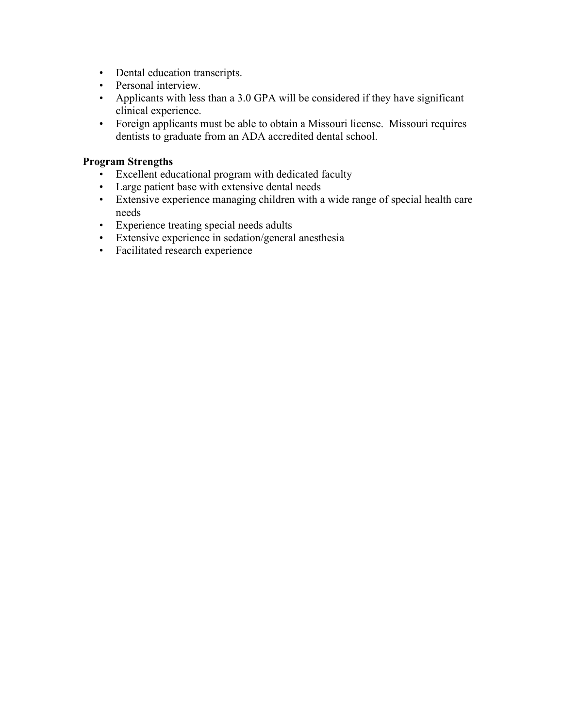- Dental education transcripts.
- Personal interview.
- Applicants with less than a 3.0 GPA will be considered if they have significant clinical experience.
- Foreign applicants must be able to obtain a Missouri license. Missouri requires dentists to graduate from an ADA accredited dental school.

**Program Strengths**

- Excellent educational program with dedicated faculty
- Large patient base with extensive dental needs
- Extensive experience managing children with a wide range of special health care needs
- Experience treating special needs adults
- Extensive experience in sedation/general anesthesia
- Facilitated research experience